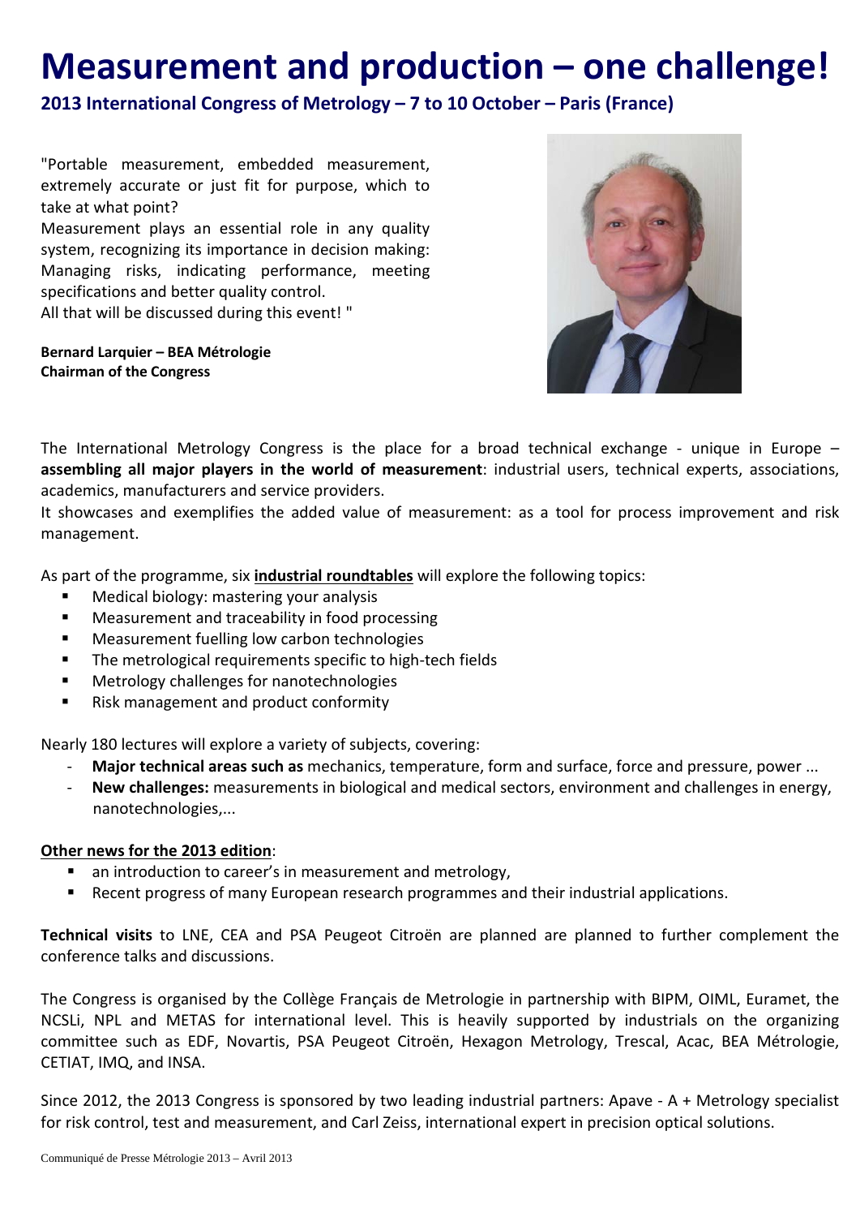# Measurement and production – one challenge!

## 2013 International Congress of Metrology – 7 to 10 October – Paris (France)

"Portable measurement, embedded measurement, extremely accurate or just fit for purpose, which to take at what point?
Measurement plays an essential role in any quality system, recognizing its importance in decision making: Managing risks, indicating performance, meeting specifications and better quality control.
All that will be discussed during this event! "

**Bernard Larquier – BEA Métrologie**
**Chairman of the Congress**

The International Metrology Congress is the place for a broad technical exchange - unique in Europe – **assembling all major players in the world of measurement**: industrial users, technical experts, associations, academics, manufacturers and service providers.
It showcases and exemplifies the added value of measurement: as a tool for process improvement and risk management.

As part of the programme, six **industrial roundtables** will explore the following topics:

- Medical biology: mastering your analysis
- Measurement and traceability in food processing
- Measurement fuelling low carbon technologies
- The metrological requirements specific to high-tech fields
- Metrology challenges for nanotechnologies
- Risk management and product conformity

Nearly 180 lectures will explore a variety of subjects, covering:

- **Major technical areas such as** mechanics, temperature, form and surface, force and pressure, power ...
- **New challenges:** measurements in biological and medical sectors, environment and challenges in energy, nanotechnologies,...

**Other news for the 2013 edition**:

- an introduction to career's in measurement and metrology,
- Recent progress of many European research programmes and their industrial applications.

**Technical visits** to LNE, CEA and PSA Peugeot Citroën are planned are planned to further complement the conference talks and discussions.

The Congress is organised by the Collège Français de Metrologie in partnership with BIPM, OIML, Euramet, the NCSLi, NPL and METAS for international level. This is heavily supported by industrials on the organizing committee such as EDF, Novartis, PSA Peugeot Citroën, Hexagon Metrology, Trescal, Acac, BEA Métrologie, CETIAT, IMQ, and INSA.

Since 2012, the 2013 Congress is sponsored by two leading industrial partners: Apave - A + Metrology specialist for risk control, test and measurement, and Carl Zeiss, international expert in precision optical solutions.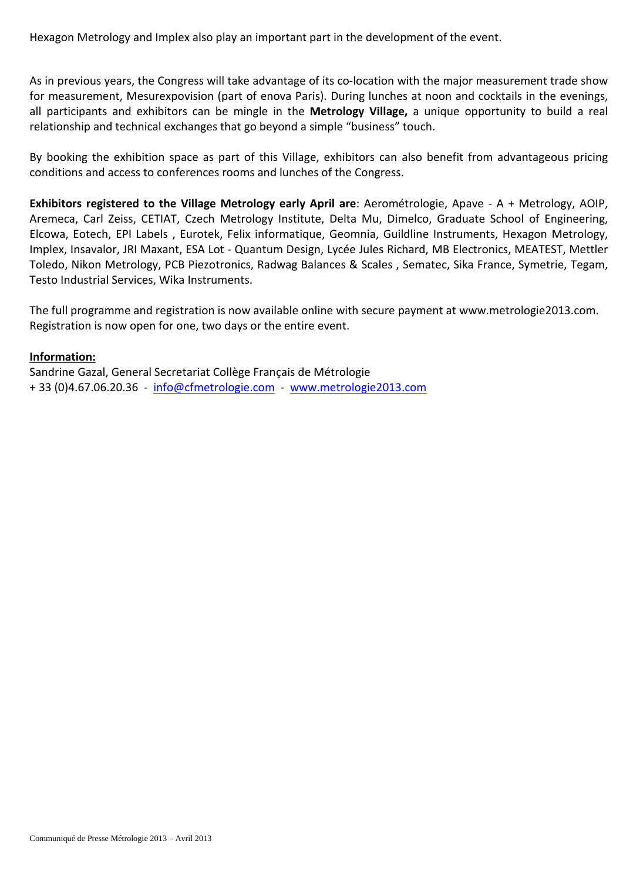Hexagon Metrology and Implex also play an important part in the development of the event.

As in previous years, the Congress will take advantage of its co-location with the major measurement trade show for measurement, Mesurexpovision (part of enova Paris). During lunches at noon and cocktails in the evenings, all participants and exhibitors can be mingle in the **Metrology Village,** a unique opportunity to build a real relationship and technical exchanges that go beyond a simple "business" touch.

By booking the exhibition space as part of this Village, exhibitors can also benefit from advantageous pricing conditions and access to conferences rooms and lunches of the Congress.

**Exhibitors registered to the Village Metrology early April are**: Aerométrologie, Apave - A + Metrology, AOIP, Aremeca, Carl Zeiss, CETIAT, Czech Metrology Institute, Delta Mu, Dimelco, Graduate School of Engineering, Elcowa, Eotech, EPI Labels , Eurotek, Felix informatique, Geomnia, Guildline Instruments, Hexagon Metrology, Implex, Insavalor, JRI Maxant, ESA Lot - Quantum Design, Lycée Jules Richard, MB Electronics, MEATEST, Mettler Toledo, Nikon Metrology, PCB Piezotronics, Radwag Balances & Scales , Sematec, Sika France, Symetrie, Tegam, Testo Industrial Services, Wika Instruments.

The full programme and registration is now available online with secure payment at www.metrologie2013.com. Registration is now open for one, two days or the entire event.

**Information:**

Sandrine Gazal, General Secretariat Collège Français de Métrologie
+ 33 (0)4.67.06.20.36 - info@cfmetrologie.com - www.metrologie2013.com